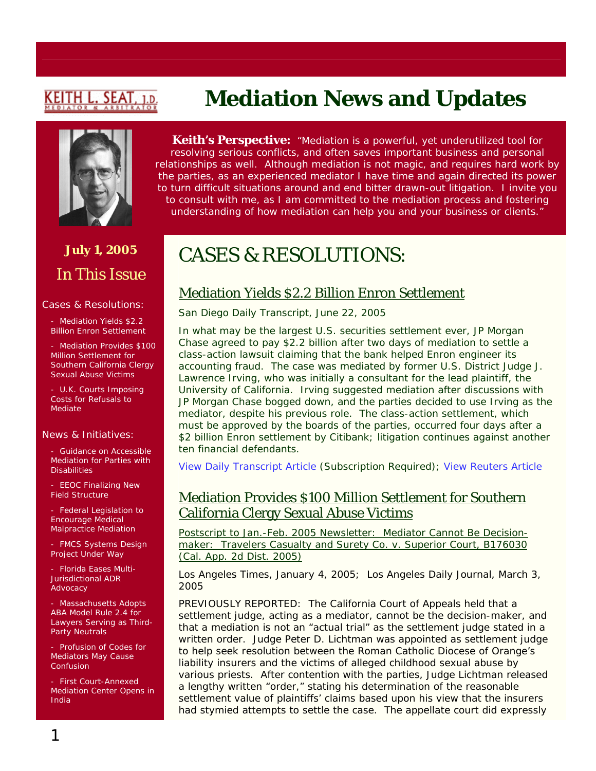KEITH L. SEAT, J.D.
MEDIATOR & ARBITRATOR

# Mediation News and Updates

**Keith's Perspective:** "Mediation is a powerful, yet underutilized tool for resolving serious conflicts, and often saves important business and personal relationships as well. Although mediation is not magic, and requires hard work by the parties, as an experienced mediator I have time and again directed its power to turn difficult situations around and end bitter drawn-out litigation. I invite you to consult with me, as I am committed to the mediation process and fostering understanding of how mediation can help you and your business or clients."

**July 1, 2005**

## In This Issue

Cases & Resolutions:

- Mediation Yields $2.2 Billion Enron Settlement
- Mediation Provides $100 Million Settlement for Southern California Clergy Sexual Abuse Victims
- U.K. Courts Imposing Costs for Refusals to Mediate

News & Initiatives:

- Guidance on Accessible Mediation for Parties with Disabilities
- EEOC Finalizing New Field Structure
- Federal Legislation to Encourage Medical Malpractice Mediation
- FMCS Systems Design Project Under Way
- Florida Eases Multi-Jurisdictional ADR Advocacy
- Massachusetts Adopts ABA Model Rule 2.4 for Lawyers Serving as Third-Party Neutrals
- Profusion of Codes for Mediators May Cause Confusion
- First Court-Annexed Mediation Center Opens in India

# CASES & RESOLUTIONS:

## Mediation Yields $2.2 Billion Enron Settlement

San Diego Daily Transcript, June 22, 2005

In what may be the largest U.S. securities settlement ever, JP Morgan Chase agreed to pay $2.2 billion after two days of mediation to settle a class-action lawsuit claiming that the bank helped Enron engineer its accounting fraud. The case was mediated by former U.S. District Judge J. Lawrence Irving, who was initially a consultant for the lead plaintiff, the University of California. Irving suggested mediation after discussions with JP Morgan Chase bogged down, and the parties decided to use Irving as the mediator, despite his previous role. The class-action settlement, which must be approved by the boards of the parties, occurred four days after a $2 billion Enron settlement by Citibank; litigation continues against another ten financial defendants.

View Daily Transcript Article (Subscription Required); View Reuters Article

## Mediation Provides $100 Million Settlement for Southern California Clergy Sexual Abuse Victims

Postscript to Jan.-Feb. 2005 Newsletter: Mediator Cannot Be Decision-maker: Travelers Casualty and Surety Co. v. Superior Court, B176030 (Cal. App. 2d Dist. 2005)

Los Angeles Times, January 4, 2005; Los Angeles Daily Journal, March 3, 2005

PREVIOUSLY REPORTED: The California Court of Appeals held that a settlement judge, acting as a mediator, cannot be the decision-maker, and that a mediation is not an "actual trial" as the settlement judge stated in a written order. Judge Peter D. Lichtman was appointed as settlement judge to help seek resolution between the Roman Catholic Diocese of Orange's liability insurers and the victims of alleged childhood sexual abuse by various priests. After contention with the parties, Judge Lichtman released a lengthy written "order," stating his determination of the reasonable settlement value of plaintiffs' claims based upon his view that the insurers had stymied attempts to settle the case. The appellate court did expressly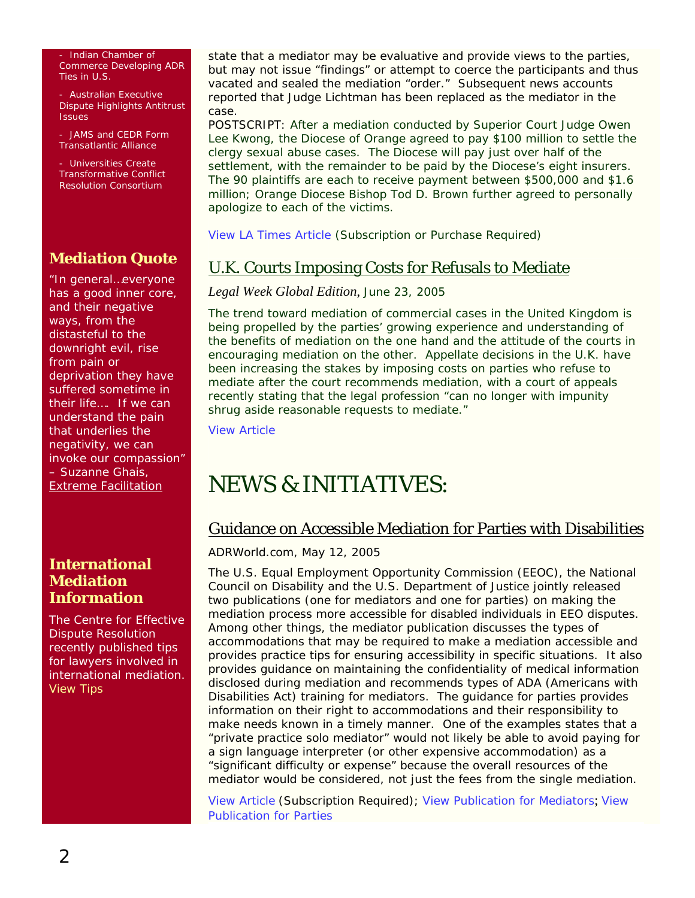- Indian Chamber of Commerce Developing ADR Ties in U.S.
- Australian Executive Dispute Highlights Antitrust Issues
- JAMS and CEDR Form Transatlantic Alliance
- Universities Create Transformative Conflict Resolution Consortium

### Mediation Quote

"In general…everyone has a good inner core, and their negative ways, from the distasteful to the downright evil, rise from pain or deprivation they have suffered sometime in their life…. If we can understand the pain that underlies the negativity, we can invoke our compassion" – Suzanne Ghais, Extreme Facilitation

### International Mediation Information

The Centre for Effective Dispute Resolution recently published tips for lawyers involved in international mediation. View Tips

state that a mediator may be evaluative and provide views to the parties, but may not issue "findings" or attempt to coerce the participants and thus vacated and sealed the mediation "order." Subsequent news accounts reported that Judge Lichtman has been replaced as the mediator in the case.

POSTSCRIPT: After a mediation conducted by Superior Court Judge Owen Lee Kwong, the Diocese of Orange agreed to pay $100 million to settle the clergy sexual abuse cases. The Diocese will pay just over half of the settlement, with the remainder to be paid by the Diocese's eight insurers. The 90 plaintiffs are each to receive payment between $500,000 and $1.6 million; Orange Diocese Bishop Tod D. Brown further agreed to personally apologize to each of the victims.

View LA Times Article (Subscription or Purchase Required)

## U.K. Courts Imposing Costs for Refusals to Mediate

*Legal Week Global Edition*, June 23, 2005

The trend toward mediation of commercial cases in the United Kingdom is being propelled by the parties' growing experience and understanding of the benefits of mediation on the one hand and the attitude of the courts in encouraging mediation on the other. Appellate decisions in the U.K. have been increasing the stakes by imposing costs on parties who refuse to mediate after the court recommends mediation, with a court of appeals recently stating that the legal profession "can no longer with impunity shrug aside reasonable requests to mediate."

View Article

# NEWS & INITIATIVES:

## Guidance on Accessible Mediation for Parties with Disabilities

ADRWorld.com, May 12, 2005

The U.S. Equal Employment Opportunity Commission (EEOC), the National Council on Disability and the U.S. Department of Justice jointly released two publications (one for mediators and one for parties) on making the mediation process more accessible for disabled individuals in EEO disputes. Among other things, the mediator publication discusses the types of accommodations that may be required to make a mediation accessible and provides practice tips for ensuring accessibility in specific situations. It also provides guidance on maintaining the confidentiality of medical information disclosed during mediation and recommends types of ADA (Americans with Disabilities Act) training for mediators. The guidance for parties provides information on their right to accommodations and their responsibility to make needs known in a timely manner. One of the examples states that a "private practice solo mediator" would not likely be able to avoid paying for a sign language interpreter (or other expensive accommodation) as a "significant difficulty or expense" because the overall resources of the mediator would be considered, not just the fees from the single mediation.

View Article (Subscription Required); View Publication for Mediators; View Publication for Parties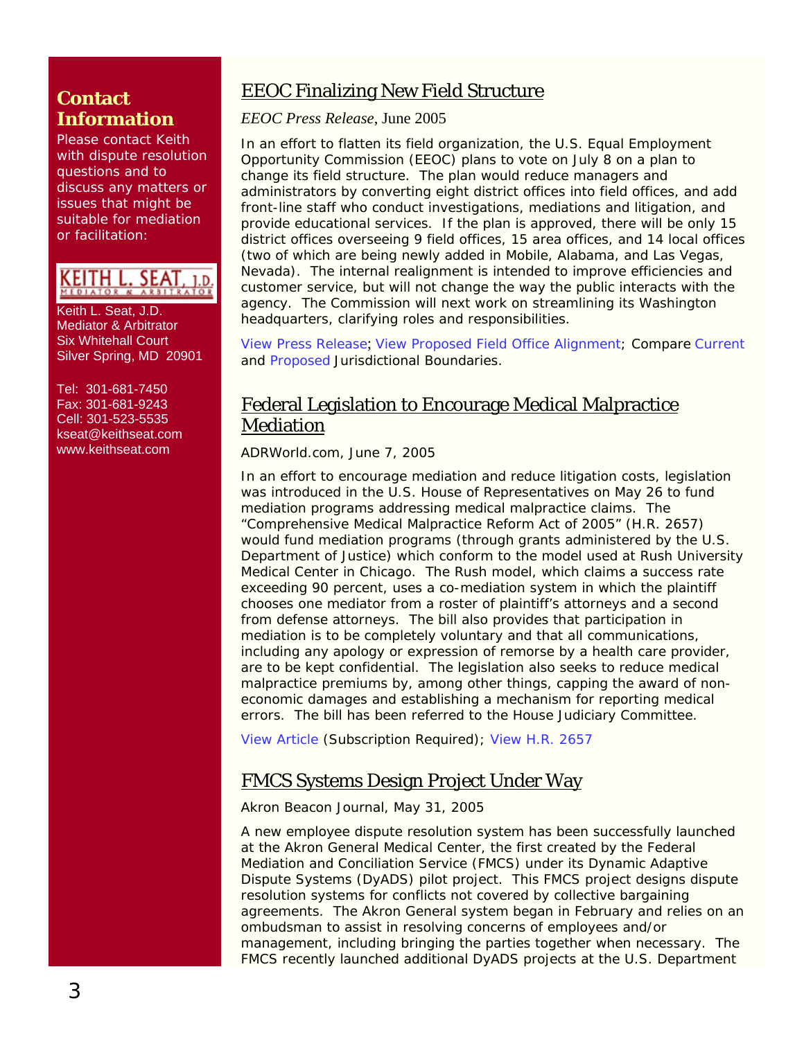## Contact Information

Please contact Keith with dispute resolution questions and to discuss any matters or issues that might be suitable for mediation or facilitation:

KEITH L. SEAT, J.D.
MEDIATOR & ARBITRATOR

Keith L. Seat, J.D.
Mediator & Arbitrator
Six Whitehall Court
Silver Spring, MD 20901

Tel: 301-681-7450
Fax: 301-681-9243
Cell: 301-523-5535
kseat@keithseat.com
www.keithseat.com

## EEOC Finalizing New Field Structure

*EEOC Press Release*, June 2005

In an effort to flatten its field organization, the U.S. Equal Employment Opportunity Commission (EEOC) plans to vote on July 8 on a plan to change its field structure. The plan would reduce managers and administrators by converting eight district offices into field offices, and add front-line staff who conduct investigations, mediations and litigation, and provide educational services. If the plan is approved, there will be only 15 district offices overseeing 9 field offices, 15 area offices, and 14 local offices (two of which are being newly added in Mobile, Alabama, and Las Vegas, Nevada). The internal realignment is intended to improve efficiencies and customer service, but will not change the way the public interacts with the agency. The Commission will next work on streamlining its Washington headquarters, clarifying roles and responsibilities.

View Press Release; View Proposed Field Office Alignment; Compare Current and Proposed Jurisdictional Boundaries.

## Federal Legislation to Encourage Medical Malpractice Mediation

ADRWorld.com, June 7, 2005

In an effort to encourage mediation and reduce litigation costs, legislation was introduced in the U.S. House of Representatives on May 26 to fund mediation programs addressing medical malpractice claims. The "Comprehensive Medical Malpractice Reform Act of 2005" (H.R. 2657) would fund mediation programs (through grants administered by the U.S. Department of Justice) which conform to the model used at Rush University Medical Center in Chicago. The Rush model, which claims a success rate exceeding 90 percent, uses a co-mediation system in which the plaintiff chooses one mediator from a roster of plaintiff's attorneys and a second from defense attorneys. The bill also provides that participation in mediation is to be completely voluntary and that all communications, including any apology or expression of remorse by a health care provider, are to be kept confidential. The legislation also seeks to reduce medical malpractice premiums by, among other things, capping the award of non-economic damages and establishing a mechanism for reporting medical errors. The bill has been referred to the House Judiciary Committee.

View Article (Subscription Required); View H.R. 2657

## FMCS Systems Design Project Under Way

Akron Beacon Journal, May 31, 2005

A new employee dispute resolution system has been successfully launched at the Akron General Medical Center, the first created by the Federal Mediation and Conciliation Service (FMCS) under its Dynamic Adaptive Dispute Systems (DyADS) pilot project. This FMCS project designs dispute resolution systems for conflicts not covered by collective bargaining agreements. The Akron General system began in February and relies on an ombudsman to assist in resolving concerns of employees and/or management, including bringing the parties together when necessary. The FMCS recently launched additional DyADS projects at the U.S. Department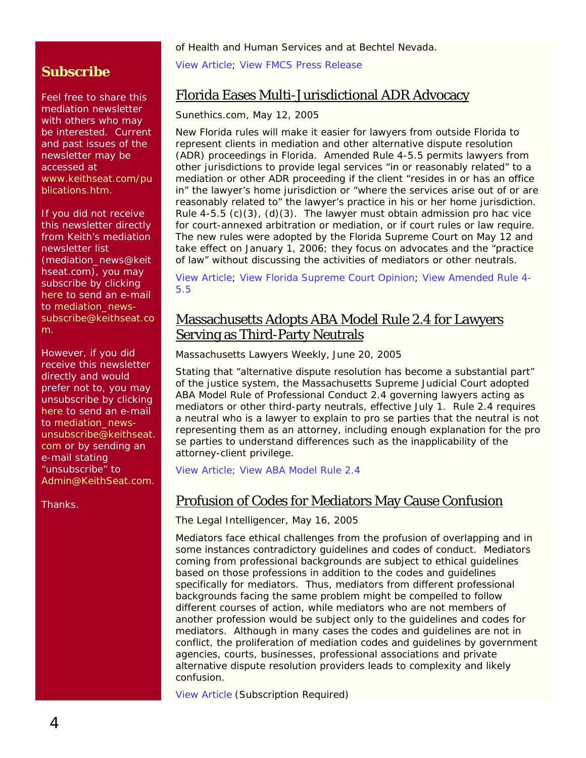of Health and Human Services and at Bechtel Nevada.

View Article; View FMCS Press Release

## Florida Eases Multi-Jurisdictional ADR Advocacy

Sunethics.com, May 12, 2005

New Florida rules will make it easier for lawyers from outside Florida to represent clients in mediation and other alternative dispute resolution (ADR) proceedings in Florida. Amended Rule 4-5.5 permits lawyers from other jurisdictions to provide legal services "in or reasonably related" to a mediation or other ADR proceeding if the client "resides in or has an office in" the lawyer's home jurisdiction or "where the services arise out of or are reasonably related to" the lawyer's practice in his or her home jurisdiction. Rule 4-5.5 (c)(3), (d)(3). The lawyer must obtain admission pro hac vice for court-annexed arbitration or mediation, or if court rules or law require. The new rules were adopted by the Florida Supreme Court on May 12 and take effect on January 1, 2006; they focus on advocates and the "practice of law" without discussing the activities of mediators or other neutrals.

View Article; View Florida Supreme Court Opinion; View Amended Rule 4-5.5

## Massachusetts Adopts ABA Model Rule 2.4 for Lawyers Serving as Third-Party Neutrals

Massachusetts Lawyers Weekly, June 20, 2005

Stating that "alternative dispute resolution has become a substantial part" of the justice system, the Massachusetts Supreme Judicial Court adopted ABA Model Rule of Professional Conduct 2.4 governing lawyers acting as mediators or other third-party neutrals, effective July 1. Rule 2.4 requires a neutral who is a lawyer to explain to pro se parties that the neutral is not representing them as an attorney, including enough explanation for the pro se parties to understand differences such as the inapplicability of the attorney-client privilege.

View Article; View ABA Model Rule 2.4

## Profusion of Codes for Mediators May Cause Confusion

The Legal Intelligencer, May 16, 2005

Mediators face ethical challenges from the profusion of overlapping and in some instances contradictory guidelines and codes of conduct. Mediators coming from professional backgrounds are subject to ethical guidelines based on those professions in addition to the codes and guidelines specifically for mediators. Thus, mediators from different professional backgrounds facing the same problem might be compelled to follow different courses of action, while mediators who are not members of another profession would be subject only to the guidelines and codes for mediators. Although in many cases the codes and guidelines are not in conflict, the proliferation of mediation codes and guidelines by government agencies, courts, businesses, professional associations and private alternative dispute resolution providers leads to complexity and likely confusion.

View Article (Subscription Required)

## Subscribe

Feel free to share this mediation newsletter with others who may be interested. Current and past issues of the newsletter may be accessed at www.keithseat.com/publications.htm.

If you did not receive this newsletter directly from Keith's mediation newsletter list (mediation_news@keithseat.com), you may subscribe by clicking here to send an e-mail to mediation_news-subscribe@keithseat.com.

However, if you did receive this newsletter directly and would prefer not to, you may unsubscribe by clicking here to send an e-mail to mediation_news-unsubscribe@keithseat.com or by sending an e-mail stating "unsubscribe" to Admin@KeithSeat.com.

Thanks.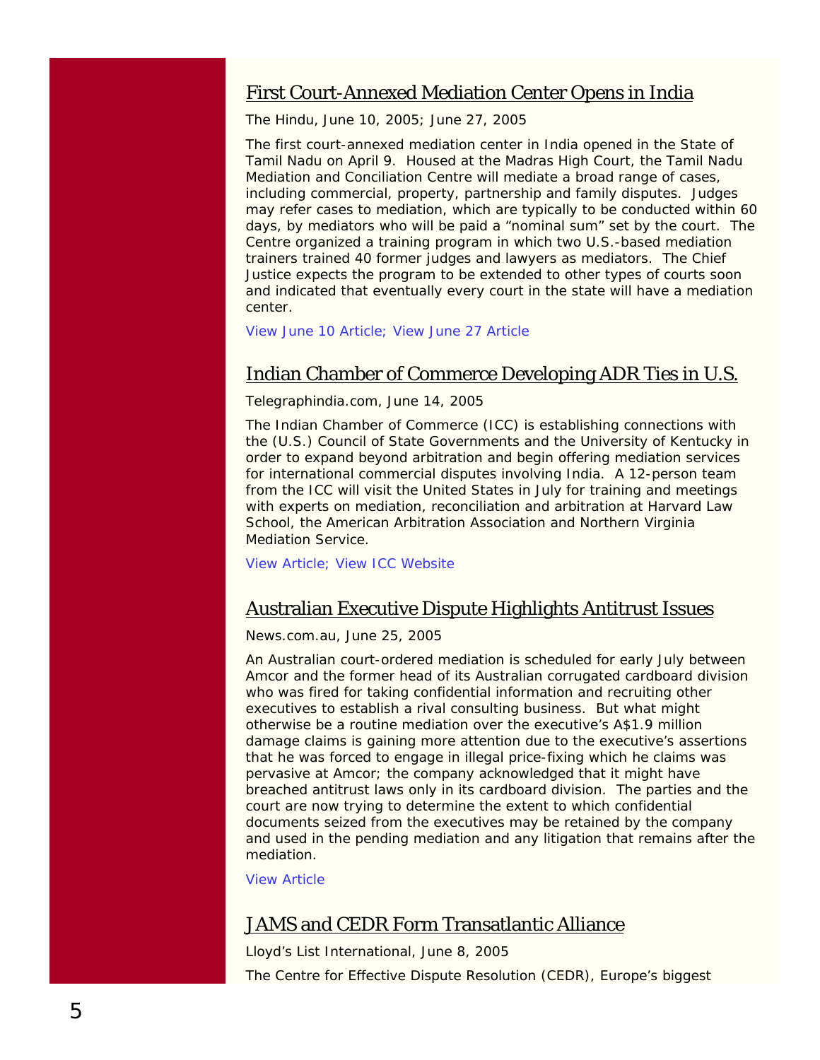## First Court-Annexed Mediation Center Opens in India

The Hindu, June 10, 2005; June 27, 2005

The first court-annexed mediation center in India opened in the State of Tamil Nadu on April 9. Housed at the Madras High Court, the Tamil Nadu Mediation and Conciliation Centre will mediate a broad range of cases, including commercial, property, partnership and family disputes. Judges may refer cases to mediation, which are typically to be conducted within 60 days, by mediators who will be paid a "nominal sum" set by the court. The Centre organized a training program in which two U.S.-based mediation trainers trained 40 former judges and lawyers as mediators. The Chief Justice expects the program to be extended to other types of courts soon and indicated that eventually every court in the state will have a mediation center.

View June 10 Article; View June 27 Article

## Indian Chamber of Commerce Developing ADR Ties in U.S.

Telegraphindia.com, June 14, 2005

The Indian Chamber of Commerce (ICC) is establishing connections with the (U.S.) Council of State Governments and the University of Kentucky in order to expand beyond arbitration and begin offering mediation services for international commercial disputes involving India. A 12-person team from the ICC will visit the United States in July for training and meetings with experts on mediation, reconciliation and arbitration at Harvard Law School, the American Arbitration Association and Northern Virginia Mediation Service.

View Article; View ICC Website

## Australian Executive Dispute Highlights Antitrust Issues

News.com.au, June 25, 2005

An Australian court-ordered mediation is scheduled for early July between Amcor and the former head of its Australian corrugated cardboard division who was fired for taking confidential information and recruiting other executives to establish a rival consulting business. But what might otherwise be a routine mediation over the executive's A$1.9 million damage claims is gaining more attention due to the executive's assertions that he was forced to engage in illegal price-fixing which he claims was pervasive at Amcor; the company acknowledged that it might have breached antitrust laws only in its cardboard division. The parties and the court are now trying to determine the extent to which confidential documents seized from the executives may be retained by the company and used in the pending mediation and any litigation that remains after the mediation.

View Article

## JAMS and CEDR Form Transatlantic Alliance

Lloyd's List International, June 8, 2005

The Centre for Effective Dispute Resolution (CEDR), Europe's biggest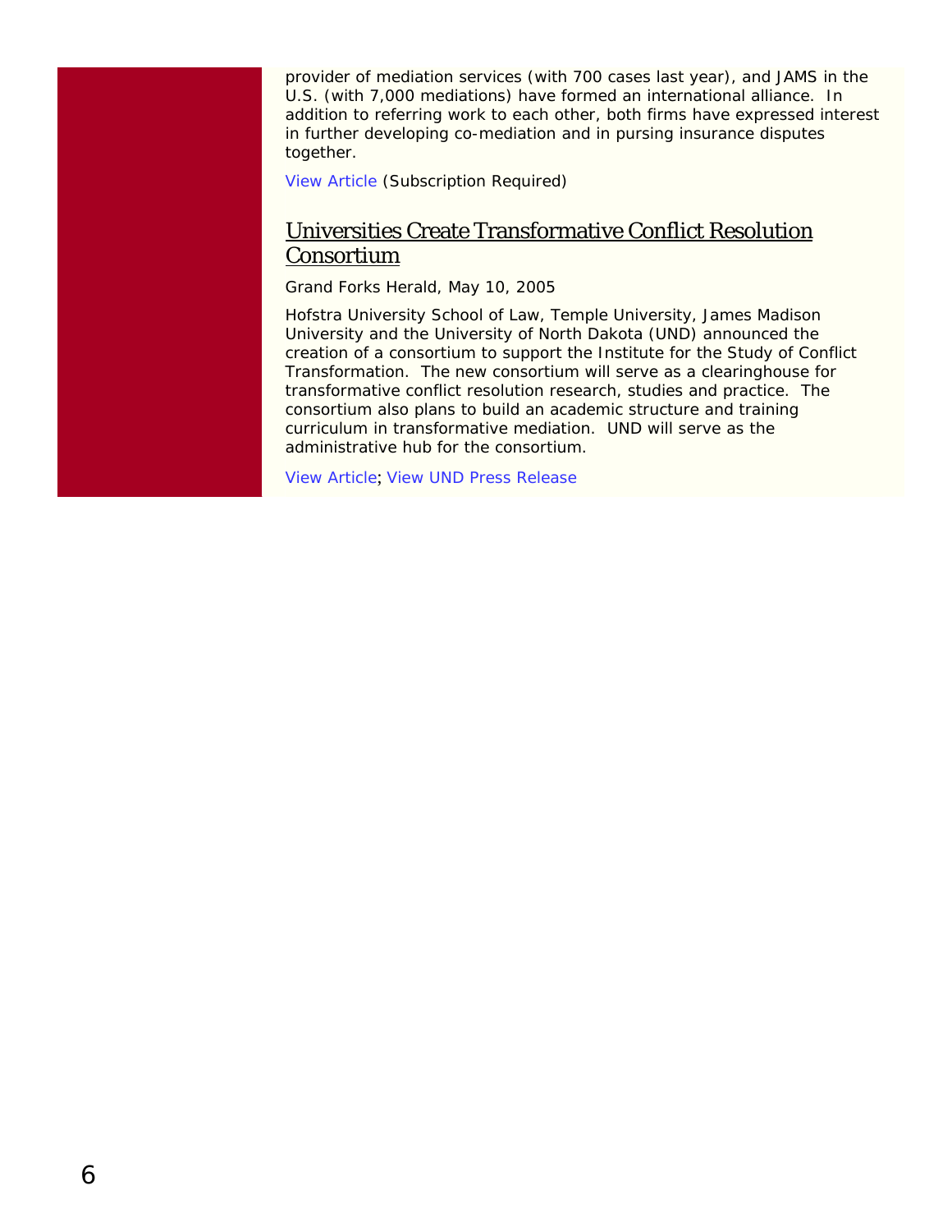provider of mediation services (with 700 cases last year), and JAMS in the U.S. (with 7,000 mediations) have formed an international alliance. In addition to referring work to each other, both firms have expressed interest in further developing co-mediation and in pursing insurance disputes together.

View Article (Subscription Required)

## Universities Create Transformative Conflict Resolution Consortium

Grand Forks Herald, May 10, 2005

Hofstra University School of Law, Temple University, James Madison University and the University of North Dakota (UND) announced the creation of a consortium to support the Institute for the Study of Conflict Transformation. The new consortium will serve as a clearinghouse for transformative conflict resolution research, studies and practice. The consortium also plans to build an academic structure and training curriculum in transformative mediation. UND will serve as the administrative hub for the consortium.

View Article; View UND Press Release